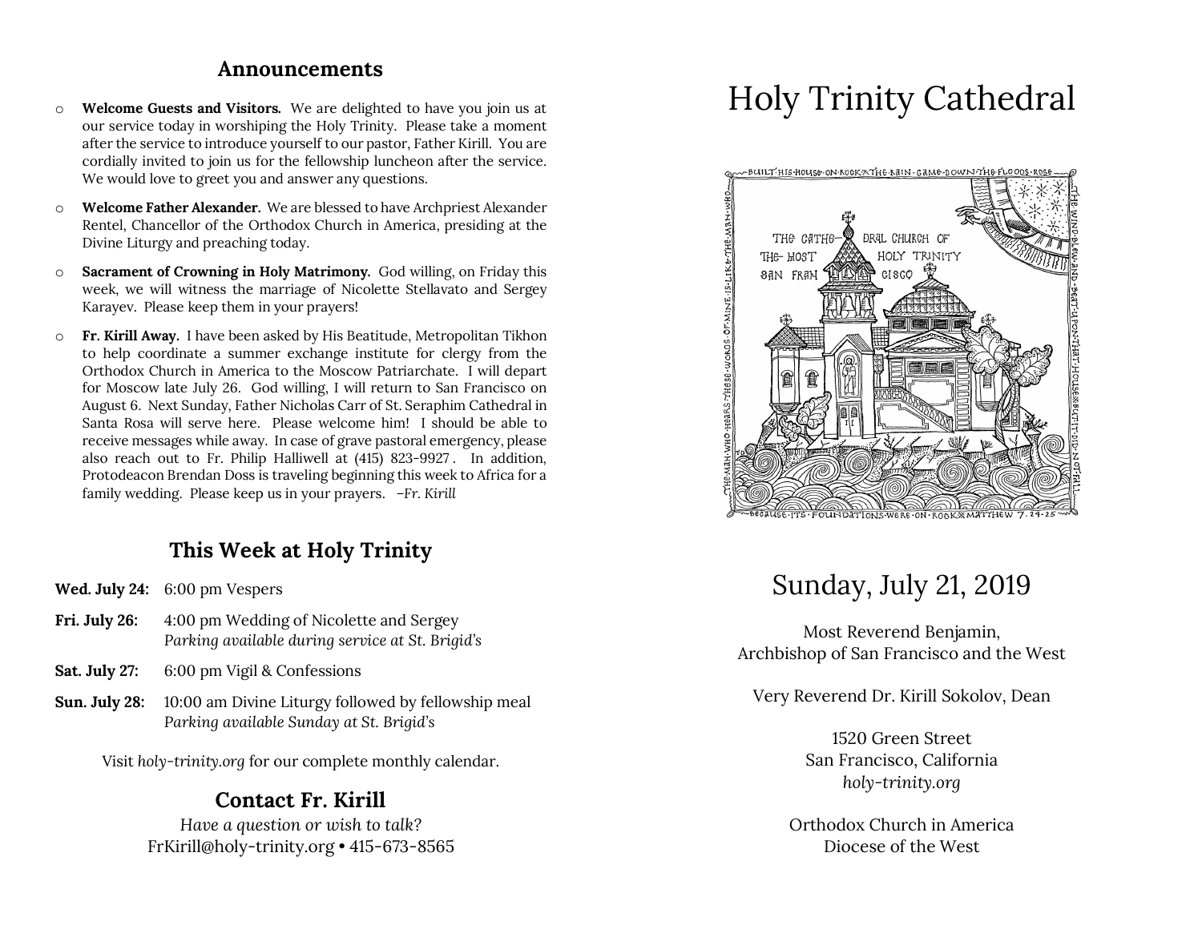## Announcements

- **Welcome Guests and Visitors.** We are delighted to have you join us at our service today in worshiping the Holy Trinity. Please take a moment after the service to introduce yourself to our pastor, Father Kirill. You are cordially invited to join us for the fellowship luncheon after the service. We would love to greet you and answer any questions.
- **Welcome Father Alexander.** We are blessed to have Archpriest Alexander Rentel, Chancellor of the Orthodox Church in America, presiding at the Divine Liturgy and preaching today.
- **Sacrament of Crowning in Holy Matrimony.** God willing, on Friday this week, we will witness the marriage of Nicolette Stellavato and Sergey Karayev. Please keep them in your prayers!
- **Fr. Kirill Away.** I have been asked by His Beatitude, Metropolitan Tikhon to help coordinate a summer exchange institute for clergy from the Orthodox Church in America to the Moscow Patriarchate. I will depart for Moscow late July 26. God willing, I will return to San Francisco on August 6. Next Sunday, Father Nicholas Carr of St. Seraphim Cathedral in Santa Rosa will serve here. Please welcome him! I should be able to receive messages while away. In case of grave pastoral emergency, please also reach out to Fr. Philip Halliwell at (415) 823-9927. In addition, Protodeacon Brendan Doss is traveling beginning this week to Africa for a family wedding. Please keep us in your prayers. *–Fr. Kirill*

## This Week at Holy Trinity

**Wed. July 24:** 6:00 pm Vespers

**Fri. July 26:** 4:00 pm Wedding of Nicolette and Sergey
*Parking available during service at St. Brigid's*

**Sat. July 27:** 6:00 pm Vigil & Confessions

**Sun. July 28:** 10:00 am Divine Liturgy followed by fellowship meal
*Parking available Sunday at St. Brigid's*

Visit *holy-trinity.org* for our complete monthly calendar.

## Contact Fr. Kirill

*Have a question or wish to talk?*
FrKirill@holy-trinity.org • 415-673-8565

# Holy Trinity Cathedral

BUILT HIS HOUSE ON ROCK ✠ THE RAIN CAME DOWN THE FLOODS ROSE ✠ THE WIND BLEW AND BEAT UPON THAT HOUSE ✠ BUT IT DID NOT FALL BECAUSE ITS FOUNDATIONS WERE ON ROCK ✠ MATTHEW 7. 24-25 ✠ THE MAN WHO HEARS THESE WORDS OF MINE IS LIKE THE MAN WHO

THE CATHEDRAL CHURCH OF THE MOST HOLY TRINITY SAN FRANCISCO

## Sunday, July 21, 2019

Most Reverend Benjamin,
Archbishop of San Francisco and the West

Very Reverend Dr. Kirill Sokolov, Dean

1520 Green Street
San Francisco, California
*holy-trinity.org*

Orthodox Church in America
Diocese of the West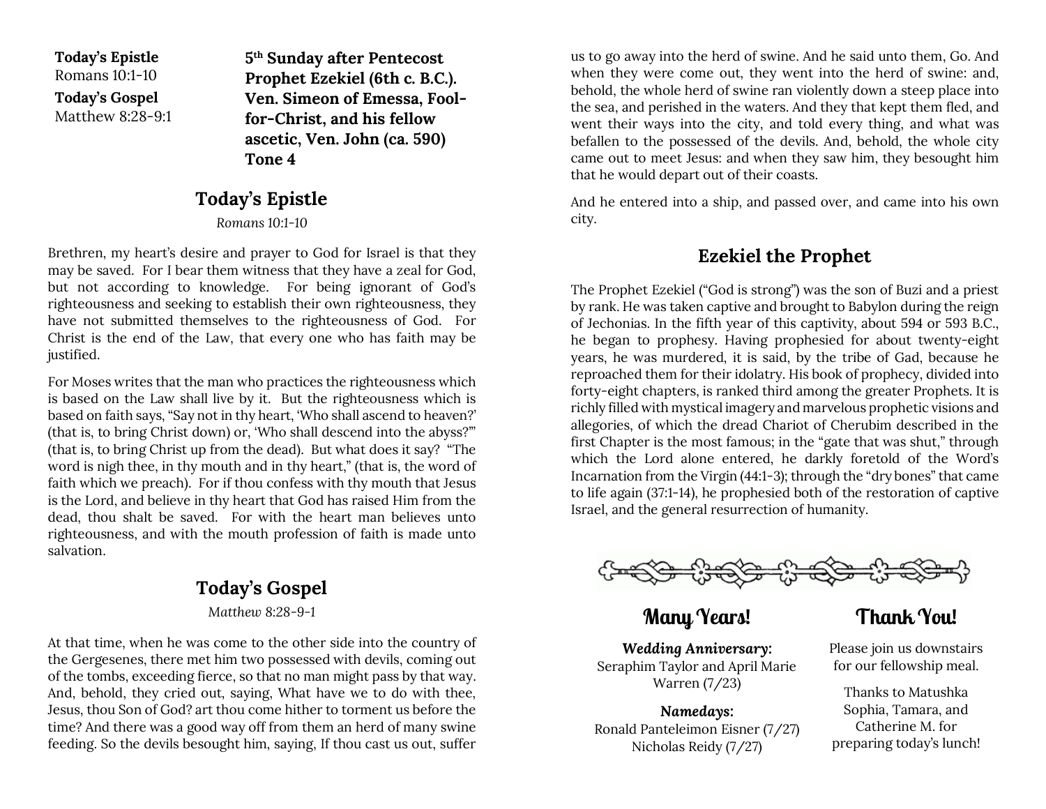**Today's Epistle**
Romans 10:1-10

**Today's Gospel**
Matthew 8:28-9:1

**5th Sunday after Pentecost**
**Prophet Ezekiel (6th c. B.C.).**
**Ven. Simeon of Emessa, Fool-for-Christ, and his fellow ascetic, Ven. John (ca. 590)**
**Tone 4**

## Today's Epistle

*Romans 10:1-10*

Brethren, my heart's desire and prayer to God for Israel is that they may be saved. For I bear them witness that they have a zeal for God, but not according to knowledge. For being ignorant of God's righteousness and seeking to establish their own righteousness, they have not submitted themselves to the righteousness of God. For Christ is the end of the Law, that every one who has faith may be justified.

For Moses writes that the man who practices the righteousness which is based on the Law shall live by it. But the righteousness which is based on faith says, "Say not in thy heart, 'Who shall ascend to heaven?' (that is, to bring Christ down) or, 'Who shall descend into the abyss?'" (that is, to bring Christ up from the dead). But what does it say? "The word is nigh thee, in thy mouth and in thy heart," (that is, the word of faith which we preach). For if thou confess with thy mouth that Jesus is the Lord, and believe in thy heart that God has raised Him from the dead, thou shalt be saved. For with the heart man believes unto righteousness, and with the mouth profession of faith is made unto salvation.

## Today's Gospel

*Matthew 8:28-9-1*

At that time, when he was come to the other side into the country of the Gergesenes, there met him two possessed with devils, coming out of the tombs, exceeding fierce, so that no man might pass by that way. And, behold, they cried out, saying, What have we to do with thee, Jesus, thou Son of God? art thou come hither to torment us before the time? And there was a good way off from them an herd of many swine feeding. So the devils besought him, saying, If thou cast us out, suffer us to go away into the herd of swine. And he said unto them, Go. And when they were come out, they went into the herd of swine: and, behold, the whole herd of swine ran violently down a steep place into the sea, and perished in the waters. And they that kept them fled, and went their ways into the city, and told every thing, and what was befallen to the possessed of the devils. And, behold, the whole city came out to meet Jesus: and when they saw him, they besought him that he would depart out of their coasts.

And he entered into a ship, and passed over, and came into his own city.

## Ezekiel the Prophet

The Prophet Ezekiel ("God is strong") was the son of Buzi and a priest by rank. He was taken captive and brought to Babylon during the reign of Jechonias. In the fifth year of this captivity, about 594 or 593 B.C., he began to prophesy. Having prophesied for about twenty-eight years, he was murdered, it is said, by the tribe of Gad, because he reproached them for their idolatry. His book of prophecy, divided into forty-eight chapters, is ranked third among the greater Prophets. It is richly filled with mystical imagery and marvelous prophetic visions and allegories, of which the dread Chariot of Cherubim described in the first Chapter is the most famous; in the "gate that was shut," through which the Lord alone entered, he darkly foretold of the Word's Incarnation from the Virgin (44:1-3); through the "dry bones" that came to life again (37:1-14), he prophesied both of the restoration of captive Israel, and the general resurrection of humanity.

## Many Years!

***Wedding Anniversary:***
Seraphim Taylor and April Marie Warren (7/23)

***Namedays:***
Ronald Panteleimon Eisner (7/27)
Nicholas Reidy (7/27)

## Thank You!

Please join us downstairs for our fellowship meal.

Thanks to Matushka Sophia, Tamara, and Catherine M. for preparing today's lunch!